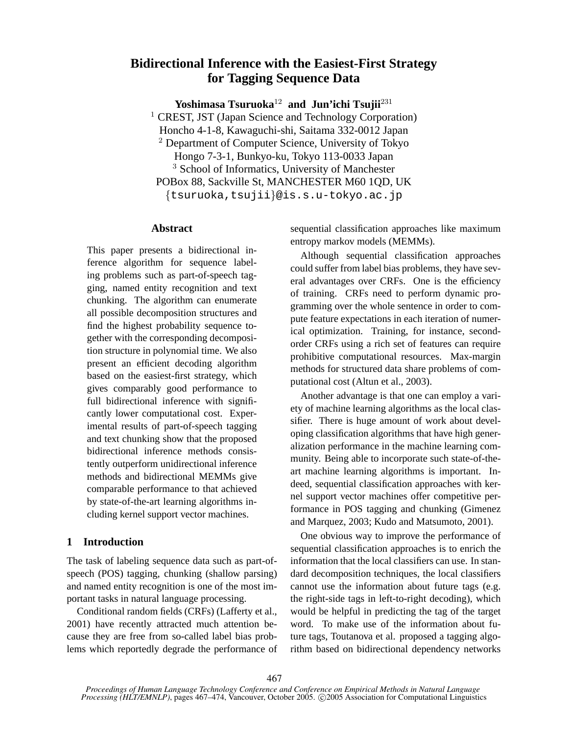# Bidirectional Inference with the Easiest-First Strategy for Tagging Sequence Data

**Yoshimasa Tsuruoka**[12] **and Jun'ichi Tsujii**[231]

[1] CREST, JST (Japan Science and Technology Corporation)
Honcho 4-1-8, Kawaguchi-shi, Saitama 332-0012 Japan

[2] Department of Computer Science, University of Tokyo
Hongo 7-3-1, Bunkyo-ku, Tokyo 113-0033 Japan

[3] School of Informatics, University of Manchester
POBox 88, Sackville St, MANCHESTER M60 1QD, UK

{tsuruoka,tsujii}@is.s.u-tokyo.ac.jp

## Abstract

This paper presents a bidirectional inference algorithm for sequence labeling problems such as part-of-speech tagging, named entity recognition and text chunking. The algorithm can enumerate all possible decomposition structures and find the highest probability sequence together with the corresponding decomposition structure in polynomial time. We also present an efficient decoding algorithm based on the easiest-first strategy, which gives comparably good performance to full bidirectional inference with significantly lower computational cost. Experimental results of part-of-speech tagging and text chunking show that the proposed bidirectional inference methods consistently outperform unidirectional inference methods and bidirectional MEMMs give comparable performance to that achieved by state-of-the-art learning algorithms including kernel support vector machines.

## 1 Introduction

The task of labeling sequence data such as part-of-speech (POS) tagging, chunking (shallow parsing) and named entity recognition is one of the most important tasks in natural language processing.

Conditional random fields (CRFs) (Lafferty et al., 2001) have recently attracted much attention because they are free from so-called label bias problems which reportedly degrade the performance of sequential classification approaches like maximum entropy markov models (MEMMs).

Although sequential classification approaches could suffer from label bias problems, they have several advantages over CRFs. One is the efficiency of training. CRFs need to perform dynamic programming over the whole sentence in order to compute feature expectations in each iteration of numerical optimization. Training, for instance, second-order CRFs using a rich set of features can require prohibitive computational resources. Max-margin methods for structured data share problems of computational cost (Altun et al., 2003).

Another advantage is that one can employ a variety of machine learning algorithms as the local classifier. There is huge amount of work about developing classification algorithms that have high generalization performance in the machine learning community. Being able to incorporate such state-of-the-art machine learning algorithms is important. Indeed, sequential classification approaches with kernel support vector machines offer competitive performance in POS tagging and chunking (Gimenez and Marquez, 2003; Kudo and Matsumoto, 2001).

One obvious way to improve the performance of sequential classification approaches is to enrich the information that the local classifiers can use. In standard decomposition techniques, the local classifiers cannot use the information about future tags (e.g. the right-side tags in left-to-right decoding), which would be helpful in predicting the tag of the target word. To make use of the information about future tags, Toutanova et al. proposed a tagging algorithm based on bidirectional dependency networks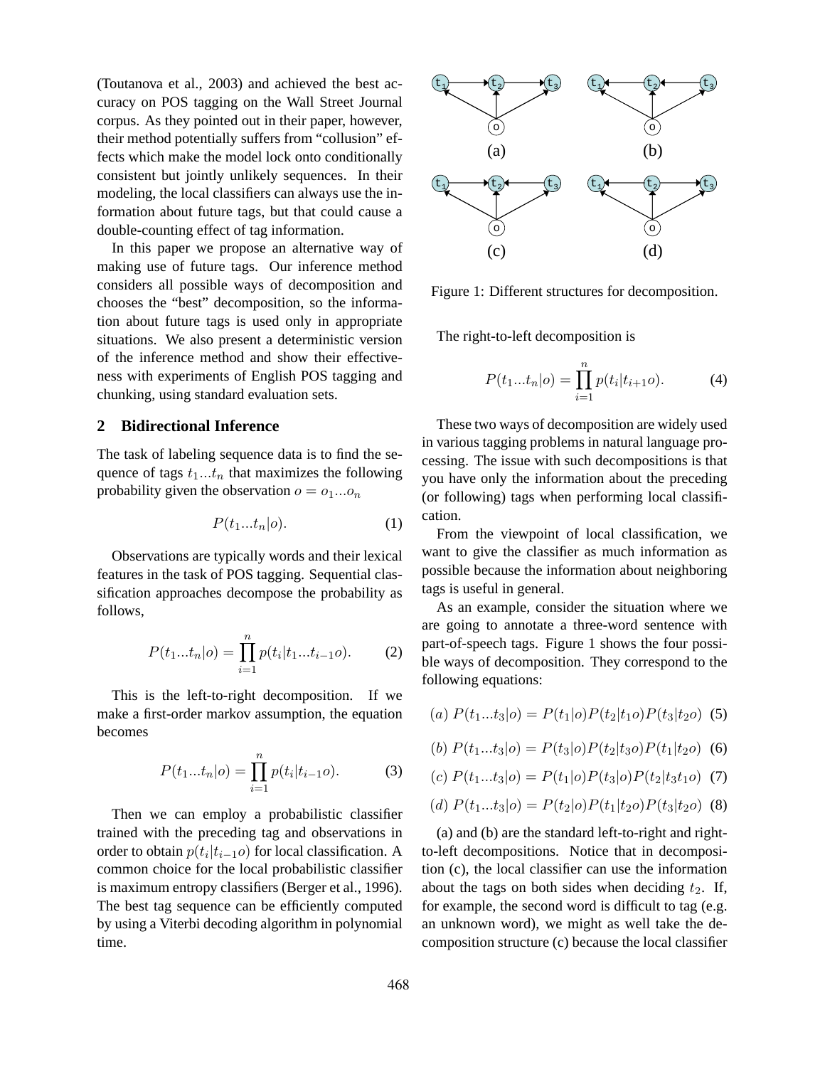(Toutanova et al., 2003) and achieved the best accuracy on POS tagging on the Wall Street Journal corpus. As they pointed out in their paper, however, their method potentially suffers from "collusion" effects which make the model lock onto conditionally consistent but jointly unlikely sequences. In their modeling, the local classifiers can always use the information about future tags, but that could cause a double-counting effect of tag information.

In this paper we propose an alternative way of making use of future tags. Our inference method considers all possible ways of decomposition and chooses the "best" decomposition, so the information about future tags is used only in appropriate situations. We also present a deterministic version of the inference method and show their effectiveness with experiments of English POS tagging and chunking, using standard evaluation sets.

## 2 Bidirectional Inference

The task of labeling sequence data is to find the sequence of tags $t_1...t_n$ that maximizes the following probability given the observation $o = o_1...o_n$

$$P(t_1...t_n|o). \tag{1}$$

Observations are typically words and their lexical features in the task of POS tagging. Sequential classification approaches decompose the probability as follows,

$$P(t_1...t_n|o) = \prod_{i=1}^{n} p(t_i|t_1...t_{i-1}o). \tag{2}$$

This is the left-to-right decomposition. If we make a first-order markov assumption, the equation becomes

$$P(t_1...t_n|o) = \prod_{i=1}^{n} p(t_i|t_{i-1}o). \tag{3}$$

Then we can employ a probabilistic classifier trained with the preceding tag and observations in order to obtain $p(t_i|t_{i-1}o)$ for local classification. A common choice for the local probabilistic classifier is maximum entropy classifiers (Berger et al., 1996). The best tag sequence can be efficiently computed by using a Viterbi decoding algorithm in polynomial time.

Figure 1: Different structures for decomposition.

The right-to-left decomposition is

$$P(t_1...t_n|o) = \prod_{i=1}^{n} p(t_i|t_{i+1}o). \tag{4}$$

These two ways of decomposition are widely used in various tagging problems in natural language processing. The issue with such decompositions is that you have only the information about the preceding (or following) tags when performing local classification.

From the viewpoint of local classification, we want to give the classifier as much information as possible because the information about neighboring tags is useful in general.

As an example, consider the situation where we are going to annotate a three-word sentence with part-of-speech tags. Figure 1 shows the four possible ways of decomposition. They correspond to the following equations:

$$(a)\ P(t_1...t_3|o) = P(t_1|o)P(t_2|t_1o)P(t_3|t_2o) \tag{5}$$

$$(b)\ P(t_1...t_3|o) = P(t_3|o)P(t_2|t_3o)P(t_1|t_2o) \tag{6}$$

$$(c)\ P(t_1...t_3|o) = P(t_1|o)P(t_3|o)P(t_2|t_3t_1o) \tag{7}$$

$$(d)\ P(t_1...t_3|o) = P(t_2|o)P(t_1|t_2o)P(t_3|t_2o) \tag{8}$$

(a) and (b) are the standard left-to-right and right-to-left decompositions. Notice that in decomposition (c), the local classifier can use the information about the tags on both sides when deciding $t_2$. If, for example, the second word is difficult to tag (e.g. an unknown word), we might as well take the decomposition structure (c) because the local classifier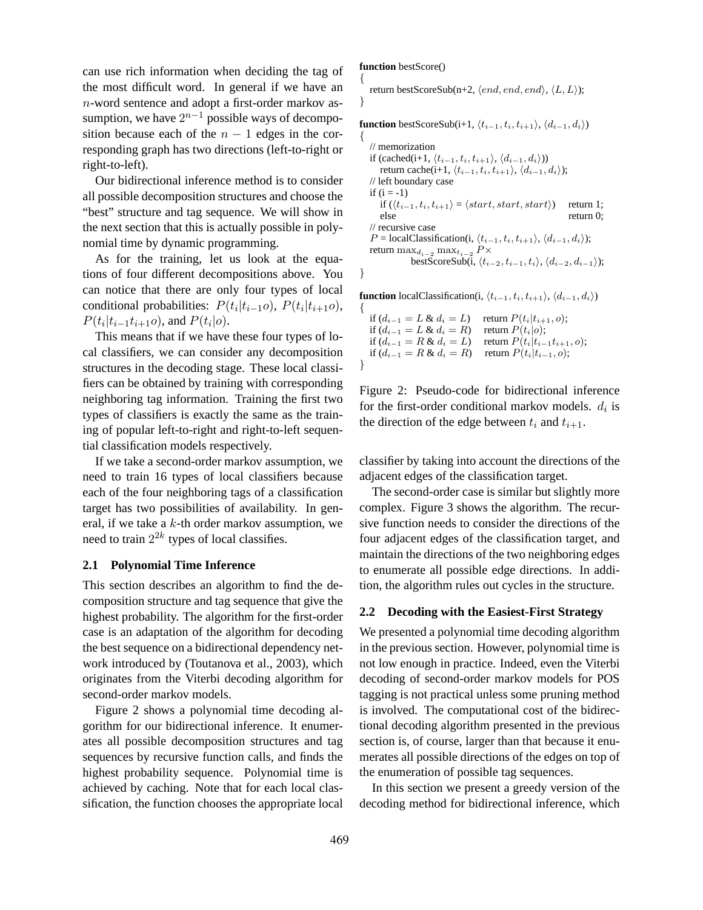can use rich information when deciding the tag of the most difficult word. In general if we have an $n$-word sentence and adopt a first-order markov assumption, we have $2^{n-1}$ possible ways of decomposition because each of the $n-1$ edges in the corresponding graph has two directions (left-to-right or right-to-left).

Our bidirectional inference method is to consider all possible decomposition structures and choose the "best" structure and tag sequence. We will show in the next section that this is actually possible in polynomial time by dynamic programming.

As for the training, let us look at the equations of four different decompositions above. You can notice that there are only four types of local conditional probabilities: $P(t_i|t_{i-1}o)$, $P(t_i|t_{i+1}o)$, $P(t_i|t_{i-1}t_{i+1}o)$, and $P(t_i|o)$.

This means that if we have these four types of local classifiers, we can consider any decomposition structures in the decoding stage. These local classifiers can be obtained by training with corresponding neighboring tag information. Training the first two types of classifiers is exactly the same as the training of popular left-to-right and right-to-left sequential classification models respectively.

If we take a second-order markov assumption, we need to train 16 types of local classifiers because each of the four neighboring tags of a classification target has two possibilities of availability. In general, if we take a $k$-th order markov assumption, we need to train $2^{2k}$ types of local classifies.

## 2.1 Polynomial Time Inference

This section describes an algorithm to find the decomposition structure and tag sequence that give the highest probability. The algorithm for the first-order case is an adaptation of the algorithm for decoding the best sequence on a bidirectional dependency network introduced by (Toutanova et al., 2003), which originates from the Viterbi decoding algorithm for second-order markov models.

Figure 2 shows a polynomial time decoding algorithm for our bidirectional inference. It enumerates all possible decomposition structures and tag sequences by recursive function calls, and finds the highest probability sequence. Polynomial time is achieved by caching. Note that for each local classification, the function chooses the appropriate local classifier by taking into account the directions of the adjacent edges of the classification target.

```
function bestScore()
{
  return bestScoreSub(n+2, ⟨end, end, end⟩, ⟨L, L⟩);
}

function bestScoreSub(i+1, ⟨t_{i-1}, t_i, t_{i+1}⟩, ⟨d_{i-1}, d_i⟩)
{
  // memorization
  if (cached(i+1, ⟨t_{i-1}, t_i, t_{i+1}⟩, ⟨d_{i-1}, d_i⟩))
    return cache(i+1, ⟨t_{i-1}, t_i, t_{i+1}⟩, ⟨d_{i-1}, d_i⟩);
  // left boundary case
  if (i = -1)
    if (⟨t_{i-1}, t_i, t_{i+1}⟩ = ⟨start, start, start⟩)   return 1;
    else                                                  return 0;
  // recursive case
  P = localClassification(i, ⟨t_{i-1}, t_i, t_{i+1}⟩, ⟨d_{i-1}, d_i⟩);
  return max_{d_{i-2}} max_{t_{i-2}} P ×
         bestScoreSub(i, ⟨t_{i-2}, t_{i-1}, t_i⟩, ⟨d_{i-2}, d_{i-1}⟩);
}

function localClassification(i, ⟨t_{i-1}, t_i, t_{i+1}⟩, ⟨d_{i-1}, d_i⟩)
{
  if (d_{i-1} = L & d_i = L)   return P(t_i|t_{i+1}, o);
  if (d_{i-1} = L & d_i = R)   return P(t_i|o);
  if (d_{i-1} = R & d_i = L)   return P(t_i|t_{i-1}t_{i+1}, o);
  if (d_{i-1} = R & d_i = R)   return P(t_i|t_{i-1}, o);
}
```

Figure 2: Pseudo-code for bidirectional inference for the first-order conditional markov models. $d_i$ is the direction of the edge between $t_i$ and $t_{i+1}$.

The second-order case is similar but slightly more complex. Figure 3 shows the algorithm. The recursive function needs to consider the directions of the four adjacent edges of the classification target, and maintain the directions of the two neighboring edges to enumerate all possible edge directions. In addition, the algorithm rules out cycles in the structure.

## 2.2 Decoding with the Easiest-First Strategy

We presented a polynomial time decoding algorithm in the previous section. However, polynomial time is not low enough in practice. Indeed, even the Viterbi decoding of second-order markov models for POS tagging is not practical unless some pruning method is involved. The computational cost of the bidirectional decoding algorithm presented in the previous section is, of course, larger than that because it enumerates all possible directions of the edges on top of the enumeration of possible tag sequences.

In this section we present a greedy version of the decoding method for bidirectional inference, which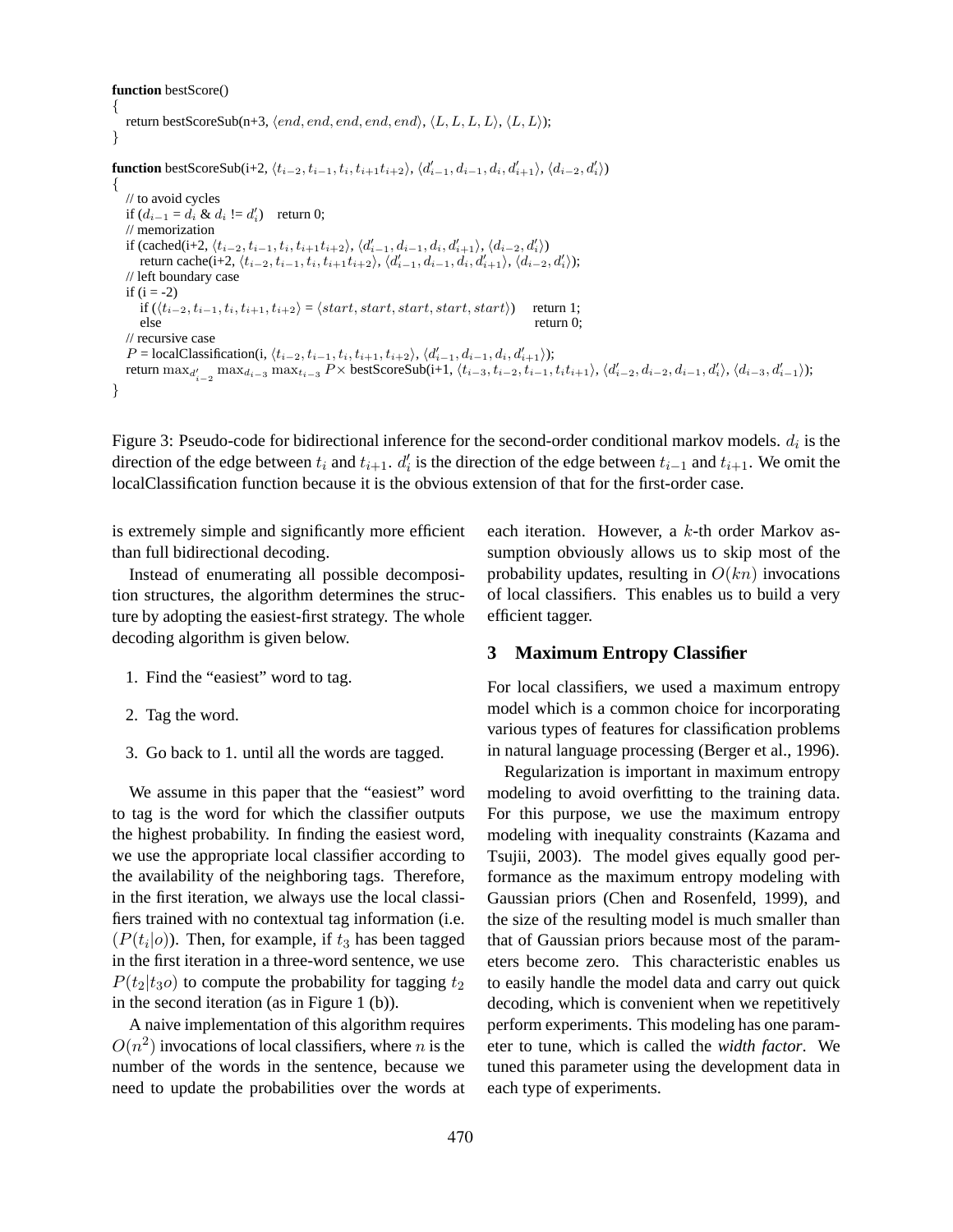```
function bestScore()
{
   return bestScoreSub(n+3, ⟨end, end, end, end, end⟩, ⟨L, L, L, L⟩, ⟨L, L⟩);
}

function bestScoreSub(i+2, ⟨t_{i-2}, t_{i-1}, t_i, t_{i+1}t_{i+2}⟩, ⟨d'_{i-1}, d_{i-1}, d_i, d'_{i+1}⟩, ⟨d_{i-2}, d'_i⟩)
{
   // to avoid cycles
   if (d_{i-1} = d_i & d_i != d'_i)    return 0;
   // memorization
   if (cached(i+2, ⟨t_{i-2}, t_{i-1}, t_i, t_{i+1}t_{i+2}⟩, ⟨d'_{i-1}, d_{i-1}, d_i, d'_{i+1}⟩, ⟨d_{i-2}, d'_i⟩)
      return cache(i+2, ⟨t_{i-2}, t_{i-1}, t_i, t_{i+1}t_{i+2}⟩, ⟨d'_{i-1}, d_{i-1}, d_i, d'_{i+1}⟩, ⟨d_{i-2}, d'_i⟩);
   // left boundary case
   if (i = -2)
      if (⟨t_{i-2}, t_{i-1}, t_i, t_{i+1}, t_{i+2}⟩ = ⟨start, start, start, start, start⟩)    return 1;
      else                                                                                   return 0;
   // recursive case
   P = localClassification(i, ⟨t_{i-2}, t_{i-1}, t_i, t_{i+1}, t_{i+2}⟩, ⟨d'_{i-1}, d_{i-1}, d_i, d'_{i+1}⟩);
   return max_{d'_{i-2}} max_{d_{i-3}} max_{t_{i-3}} P× bestScoreSub(i+1, ⟨t_{i-3}, t_{i-2}, t_{i-1}, t_i t_{i+1}⟩, ⟨d'_{i-2}, d_{i-2}, d_{i-1}, d'_i⟩, ⟨d_{i-3}, d'_{i-1}⟩);
}
```

Figure 3: Pseudo-code for bidirectional inference for the second-order conditional markov models. $d_i$ is the direction of the edge between $t_i$ and $t_{i+1}$. $d'_i$ is the direction of the edge between $t_{i-1}$ and $t_{i+1}$. We omit the localClassification function because it is the obvious extension of that for the first-order case.

is extremely simple and significantly more efficient than full bidirectional decoding.

Instead of enumerating all possible decomposition structures, the algorithm determines the structure by adopting the easiest-first strategy. The whole decoding algorithm is given below.

1. Find the "easiest" word to tag.
2. Tag the word.
3. Go back to 1. until all the words are tagged.

We assume in this paper that the "easiest" word to tag is the word for which the classifier outputs the highest probability. In finding the easiest word, we use the appropriate local classifier according to the availability of the neighboring tags. Therefore, in the first iteration, we always use the local classifiers trained with no contextual tag information (i.e. ($P(t_i|o)$). Then, for example, if $t_3$ has been tagged in the first iteration in a three-word sentence, we use $P(t_2|t_3o)$ to compute the probability for tagging $t_2$ in the second iteration (as in Figure 1 (b)).

A naive implementation of this algorithm requires $O(n^2)$ invocations of local classifiers, where $n$ is the number of the words in the sentence, because we need to update the probabilities over the words at each iteration. However, a $k$-th order Markov assumption obviously allows us to skip most of the probability updates, resulting in $O(kn)$ invocations of local classifiers. This enables us to build a very efficient tagger.

## 3 Maximum Entropy Classifier

For local classifiers, we used a maximum entropy model which is a common choice for incorporating various types of features for classification problems in natural language processing (Berger et al., 1996).

Regularization is important in maximum entropy modeling to avoid overfitting to the training data. For this purpose, we use the maximum entropy modeling with inequality constraints (Kazama and Tsujii, 2003). The model gives equally good performance as the maximum entropy modeling with Gaussian priors (Chen and Rosenfeld, 1999), and the size of the resulting model is much smaller than that of Gaussian priors because most of the parameters become zero. This characteristic enables us to easily handle the model data and carry out quick decoding, which is convenient when we repetitively perform experiments. This modeling has one parameter to tune, which is called the *width factor*. We tuned this parameter using the development data in each type of experiments.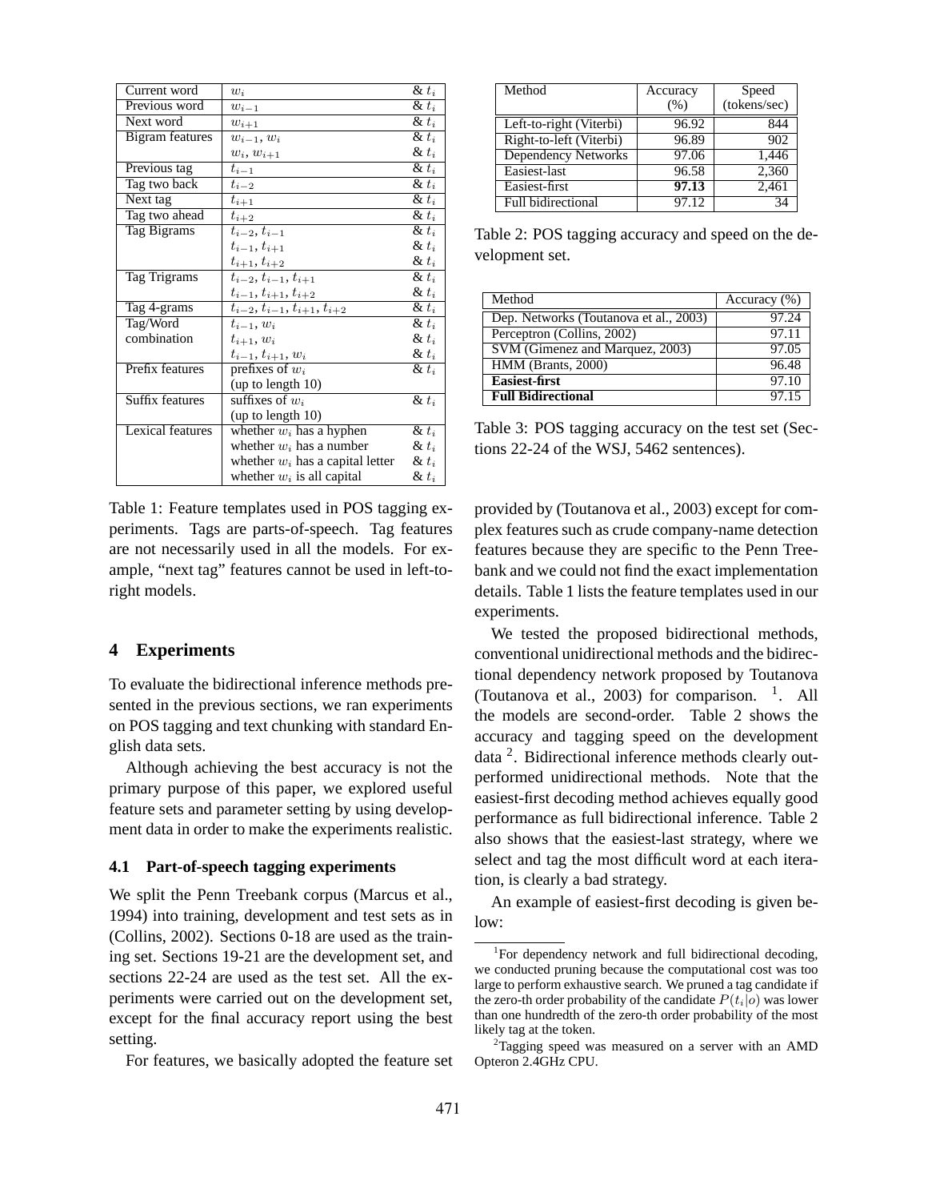| Current word | $w_i$ | & $t_i$ |
|---|---|---|
| Previous word | $w_{i-1}$ | & $t_i$ |
| Next word | $w_{i+1}$ | & $t_i$ |
| Bigram features | $w_{i-1}, w_i$ | & $t_i$ |
| | $w_i, w_{i+1}$ | & $t_i$ |
| Previous tag | $t_{i-1}$ | & $t_i$ |
| Tag two back | $t_{i-2}$ | & $t_i$ |
| Next tag | $t_{i+1}$ | & $t_i$ |
| Tag two ahead | $t_{i+2}$ | & $t_i$ |
| Tag Bigrams | $t_{i-2}, t_{i-1}$ | & $t_i$ |
| | $t_{i-1}, t_{i+1}$ | & $t_i$ |
| | $t_{i+1}, t_{i+2}$ | & $t_i$ |
| Tag Trigrams | $t_{i-2}, t_{i-1}, t_{i+1}$ | & $t_i$ |
| | $t_{i-1}, t_{i+1}, t_{i+2}$ | & $t_i$ |
| Tag 4-grams | $t_{i-2}, t_{i-1}, t_{i+1}, t_{i+2}$ | & $t_i$ |
| Tag/Word combination | $t_{i-1}, w_i$ | & $t_i$ |
| | $t_{i+1}, w_i$ | & $t_i$ |
| | $t_{i-1}, t_{i+1}, w_i$ | & $t_i$ |
| Prefix features | prefixes of $w_i$ (up to length 10) | & $t_i$ |
| Suffix features | suffixes of $w_i$ (up to length 10) | & $t_i$ |
| Lexical features | whether $w_i$ has a hyphen | & $t_i$ |
| | whether $w_i$ has a number | & $t_i$ |
| | whether $w_i$ has a capital letter | & $t_i$ |
| | whether $w_i$ is all capital | & $t_i$ |

Table 1: Feature templates used in POS tagging experiments. Tags are parts-of-speech. Tag features are not necessarily used in all the models. For example, "next tag" features cannot be used in left-to-right models.

## 4 Experiments

To evaluate the bidirectional inference methods presented in the previous sections, we ran experiments on POS tagging and text chunking with standard English data sets.

Although achieving the best accuracy is not the primary purpose of this paper, we explored useful feature sets and parameter setting by using development data in order to make the experiments realistic.

### 4.1 Part-of-speech tagging experiments

We split the Penn Treebank corpus (Marcus et al., 1994) into training, development and test sets as in (Collins, 2002). Sections 0-18 are used as the training set. Sections 19-21 are the development set, and sections 22-24 are used as the test set. All the experiments were carried out on the development set, except for the final accuracy report using the best setting.

For features, we basically adopted the feature set provided by (Toutanova et al., 2003) except for complex features such as crude company-name detection features because they are specific to the Penn Treebank and we could not find the exact implementation details. Table 1 lists the feature templates used in our experiments.

| Method | Accuracy (%) | Speed (tokens/sec) |
|---|---|---|
| Left-to-right (Viterbi) | 96.92 | 844 |
| Right-to-left (Viterbi) | 96.89 | 902 |
| Dependency Networks | 97.06 | 1,446 |
| Easiest-last | 96.58 | 2,360 |
| Easiest-first | **97.13** | 2,461 |
| Full bidirectional | 97.12 | 34 |

Table 2: POS tagging accuracy and speed on the development set.

| Method | Accuracy (%) |
|---|---|
| Dep. Networks (Toutanova et al., 2003) | 97.24 |
| Perceptron (Collins, 2002) | 97.11 |
| SVM (Gimenez and Marquez, 2003) | 97.05 |
| HMM (Brants, 2000) | 96.48 |
| **Easiest-first** | 97.10 |
| **Full Bidirectional** | 97.15 |

Table 3: POS tagging accuracy on the test set (Sections 22-24 of the WSJ, 5462 sentences).

We tested the proposed bidirectional methods, conventional unidirectional methods and the bidirectional dependency network proposed by Toutanova (Toutanova et al., 2003) for comparison. [1]. All the models are second-order. Table 2 shows the accuracy and tagging speed on the development data [2]. Bidirectional inference methods clearly outperformed unidirectional methods. Note that the easiest-first decoding method achieves equally good performance as full bidirectional inference. Table 2 also shows that the easiest-last strategy, where we select and tag the most difficult word at each iteration, is clearly a bad strategy.

An example of easiest-first decoding is given below:

[1] For dependency network and full bidirectional decoding, we conducted pruning because the computational cost was too large to perform exhaustive search. We pruned a tag candidate if the zero-th order probability of the candidate $P(t_i|o)$ was lower than one hundredth of the zero-th order probability of the most likely tag at the token.

[2] Tagging speed was measured on a server with an AMD Opteron 2.4GHz CPU.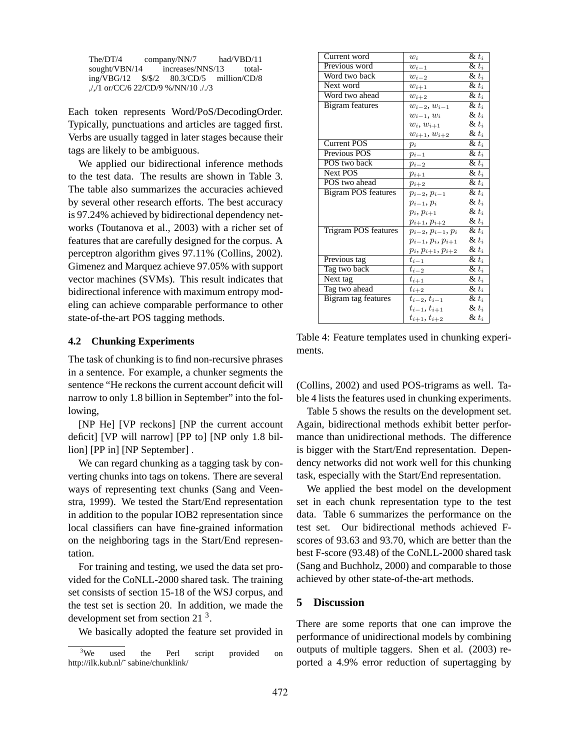The/DT/4 company/NN/7 had/VBD/11 sought/VBN/14 increases/NNS/13 totaling/VBG/12 $/$/2 80.3/CD/5 million/CD/8 ,/,/1 or/CC/6 22/CD/9 %/NN/10 ./,/3

Each token represents Word/PoS/DecodingOrder. Typically, punctuations and articles are tagged first. Verbs are usually tagged in later stages because their tags are likely to be ambiguous.

We applied our bidirectional inference methods to the test data. The results are shown in Table 3. The table also summarizes the accuracies achieved by several other research efforts. The best accuracy is 97.24% achieved by bidirectional dependency networks (Toutanova et al., 2003) with a richer set of features that are carefully designed for the corpus. A perceptron algorithm gives 97.11% (Collins, 2002). Gimenez and Marquez achieve 97.05% with support vector machines (SVMs). This result indicates that bidirectional inference with maximum entropy modeling can achieve comparable performance to other state-of-the-art POS tagging methods.

### 4.2 Chunking Experiments

The task of chunking is to find non-recursive phrases in a sentence. For example, a chunker segments the sentence "He reckons the current account deficit will narrow to only 1.8 billion in September" into the following,

[NP He] [VP reckons] [NP the current account deficit] [VP will narrow] [PP to] [NP only 1.8 billion] [PP in] [NP September] .

We can regard chunking as a tagging task by converting chunks into tags on tokens. There are several ways of representing text chunks (Sang and Veenstra, 1999). We tested the Start/End representation in addition to the popular IOB2 representation since local classifiers can have fine-grained information on the neighboring tags in the Start/End representation.

For training and testing, we used the data set provided for the CoNLL-2000 shared task. The training set consists of section 15-18 of the WSJ corpus, and the test set is section 20. In addition, we made the development set from section 21 [3].

We basically adopted the feature set provided in (Collins, 2002) and used POS-trigrams as well. Table 4 lists the features used in chunking experiments.

| Current word | $w_i$ | & $t_i$ |
|---|---|---|
| Previous word | $w_{i-1}$ | & $t_i$ |
| Word two back | $w_{i-2}$ | & $t_i$ |
| Next word | $w_{i+1}$ | & $t_i$ |
| Word two ahead | $w_{i+2}$ | & $t_i$ |
| Bigram features | $w_{i-2}, w_{i-1}$ | & $t_i$ |
| | $w_{i-1}, w_i$ | & $t_i$ |
| | $w_i, w_{i+1}$ | & $t_i$ |
| | $w_{i+1}, w_{i+2}$ | & $t_i$ |
| Current POS | $p_i$ | & $t_i$ |
| Previous POS | $p_{i-1}$ | & $t_i$ |
| POS two back | $p_{i-2}$ | & $t_i$ |
| Next POS | $p_{i+1}$ | & $t_i$ |
| POS two ahead | $p_{i+2}$ | & $t_i$ |
| Bigram POS features | $p_{i-2}, p_{i-1}$ | & $t_i$ |
| | $p_{i-1}, p_i$ | & $t_i$ |
| | $p_i, p_{i+1}$ | & $t_i$ |
| | $p_{i+1}, p_{i+2}$ | & $t_i$ |
| Trigram POS features | $p_{i-2}, p_{i-1}, p_i$ | & $t_i$ |
| | $p_{i-1}, p_i, p_{i+1}$ | & $t_i$ |
| | $p_i, p_{i+1}, p_{i+2}$ | & $t_i$ |
| Previous tag | $t_{i-1}$ | & $t_i$ |
| Tag two back | $t_{i-2}$ | & $t_i$ |
| Next tag | $t_{i+1}$ | & $t_i$ |
| Tag two ahead | $t_{i+2}$ | & $t_i$ |
| Bigram tag features | $t_{i-2}, t_{i-1}$ | & $t_i$ |
| | $t_{i-1}, t_{i+1}$ | & $t_i$ |
| | $t_{i+1}, t_{i+2}$ | & $t_i$ |

Table 4: Feature templates used in chunking experiments.

Table 5 shows the results on the development set. Again, bidirectional methods exhibit better performance than unidirectional methods. The difference is bigger with the Start/End representation. Dependency networks did not work well for this chunking task, especially with the Start/End representation.

We applied the best model on the development set in each chunk representation type to the test data. Table 6 summarizes the performance on the test set. Our bidirectional methods achieved F-scores of 93.63 and 93.70, which are better than the best F-score (93.48) of the CoNLL-2000 shared task (Sang and Buchholz, 2000) and comparable to those achieved by other state-of-the-art methods.

## 5 Discussion

There are some reports that one can improve the performance of unidirectional models by combining outputs of multiple taggers. Shen et al. (2003) reported a 4.9% error reduction of supertagging by

[3] We used the Perl script provided on http://ilk.kub.nl/~ sabine/chunklink/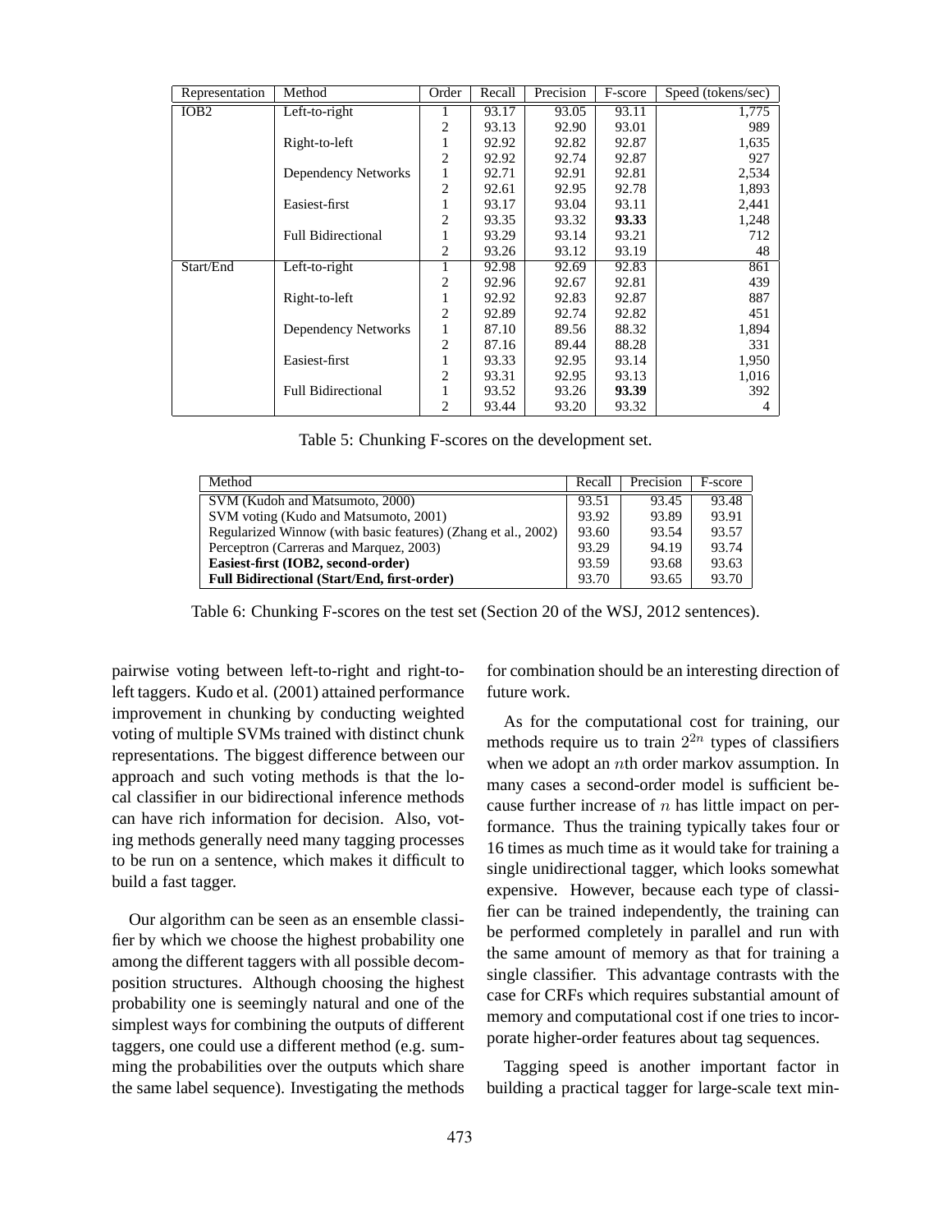| Representation | Method | Order | Recall | Precision | F-score | Speed (tokens/sec) |
|---|---|---|---|---|---|---|
| IOB2 | Left-to-right | 1 | 93.17 | 93.05 | 93.11 | 1,775 |
| | | 2 | 93.13 | 92.90 | 93.01 | 989 |
| | Right-to-left | 1 | 92.92 | 92.82 | 92.87 | 1,635 |
| | | 2 | 92.92 | 92.74 | 92.87 | 927 |
| | Dependency Networks | 1 | 92.71 | 92.91 | 92.81 | 2,534 |
| | | 2 | 92.61 | 92.95 | 92.78 | 1,893 |
| | Easiest-first | 1 | 93.17 | 93.04 | 93.11 | 2,441 |
| | | 2 | 93.35 | 93.32 | **93.33** | 1,248 |
| | Full Bidirectional | 1 | 93.29 | 93.14 | 93.21 | 712 |
| | | 2 | 93.26 | 93.12 | 93.19 | 48 |
| Start/End | Left-to-right | 1 | 92.98 | 92.69 | 92.83 | 861 |
| | | 2 | 92.96 | 92.67 | 92.81 | 439 |
| | Right-to-left | 1 | 92.92 | 92.83 | 92.87 | 887 |
| | | 2 | 92.89 | 92.74 | 92.82 | 451 |
| | Dependency Networks | 1 | 87.10 | 89.56 | 88.32 | 1,894 |
| | | 2 | 87.16 | 89.44 | 88.28 | 331 |
| | Easiest-first | 1 | 93.33 | 92.95 | 93.14 | 1,950 |
| | | 2 | 93.31 | 92.95 | 93.13 | 1,016 |
| | Full Bidirectional | 1 | 93.52 | 93.26 | **93.39** | 392 |
| | | 2 | 93.44 | 93.20 | 93.32 | 4 |

Table 5: Chunking F-scores on the development set.

| Method | Recall | Precision | F-score |
|---|---|---|---|
| SVM (Kudoh and Matsumoto, 2000) | 93.51 | 93.45 | 93.48 |
| SVM voting (Kudo and Matsumoto, 2001) | 93.92 | 93.89 | 93.91 |
| Regularized Winnow (with basic features) (Zhang et al., 2002) | 93.60 | 93.54 | 93.57 |
| Perceptron (Carreras and Marquez, 2003) | 93.29 | 94.19 | 93.74 |
| **Easiest-first (IOB2, second-order)** | 93.59 | 93.68 | 93.63 |
| **Full Bidirectional (Start/End, first-order)** | 93.70 | 93.65 | 93.70 |

Table 6: Chunking F-scores on the test set (Section 20 of the WSJ, 2012 sentences).

pairwise voting between left-to-right and right-to-left taggers. Kudo et al. (2001) attained performance improvement in chunking by conducting weighted voting of multiple SVMs trained with distinct chunk representations. The biggest difference between our approach and such voting methods is that the local classifier in our bidirectional inference methods can have rich information for decision. Also, voting methods generally need many tagging processes to be run on a sentence, which makes it difficult to build a fast tagger.

Our algorithm can be seen as an ensemble classifier by which we choose the highest probability one among the different taggers with all possible decomposition structures. Although choosing the highest probability one is seemingly natural and one of the simplest ways for combining the outputs of different taggers, one could use a different method (e.g. summing the probabilities over the outputs which share the same label sequence). Investigating the methods for combination should be an interesting direction of future work.

As for the computational cost for training, our methods require us to train $2^{2n}$ types of classifiers when we adopt an $n$th order markov assumption. In many cases a second-order model is sufficient because further increase of $n$ has little impact on performance. Thus the training typically takes four or 16 times as much time as it would take for training a single unidirectional tagger, which looks somewhat expensive. However, because each type of classifier can be trained independently, the training can be performed completely in parallel and run with the same amount of memory as that for training a single classifier. This advantage contrasts with the case for CRFs which requires substantial amount of memory and computational cost if one tries to incorporate higher-order features about tag sequences.

Tagging speed is another important factor in building a practical tagger for large-scale text min-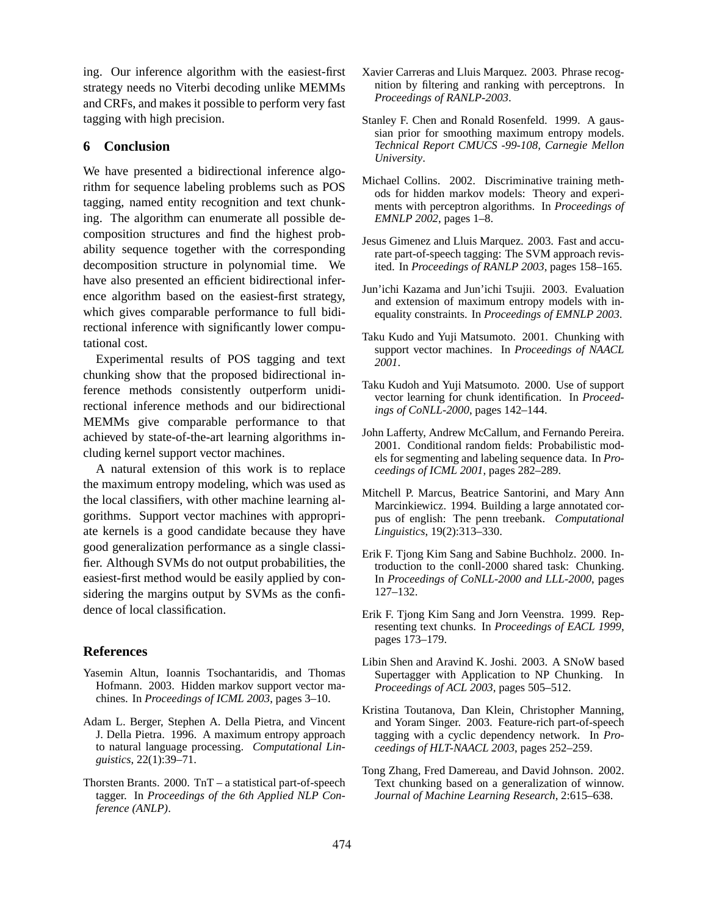ing. Our inference algorithm with the easiest-first strategy needs no Viterbi decoding unlike MEMMs and CRFs, and makes it possible to perform very fast tagging with high precision.

## 6 Conclusion

We have presented a bidirectional inference algorithm for sequence labeling problems such as POS tagging, named entity recognition and text chunking. The algorithm can enumerate all possible decomposition structures and find the highest probability sequence together with the corresponding decomposition structure in polynomial time. We have also presented an efficient bidirectional inference algorithm based on the easiest-first strategy, which gives comparable performance to full bidirectional inference with significantly lower computational cost.

Experimental results of POS tagging and text chunking show that the proposed bidirectional inference methods consistently outperform unidirectional inference methods and our bidirectional MEMMs give comparable performance to that achieved by state-of-the-art learning algorithms including kernel support vector machines.

A natural extension of this work is to replace the maximum entropy modeling, which was used as the local classifiers, with other machine learning algorithms. Support vector machines with appropriate kernels is a good candidate because they have good generalization performance as a single classifier. Although SVMs do not output probabilities, the easiest-first method would be easily applied by considering the margins output by SVMs as the confidence of local classification.

## References

Yasemin Altun, Ioannis Tsochantaridis, and Thomas Hofmann. 2003. Hidden markov support vector machines. In *Proceedings of ICML 2003*, pages 3–10.

Adam L. Berger, Stephen A. Della Pietra, and Vincent J. Della Pietra. 1996. A maximum entropy approach to natural language processing. *Computational Linguistics*, 22(1):39–71.

Thorsten Brants. 2000. TnT – a statistical part-of-speech tagger. In *Proceedings of the 6th Applied NLP Conference (ANLP)*.

Xavier Carreras and Lluis Marquez. 2003. Phrase recognition by filtering and ranking with perceptrons. In *Proceedings of RANLP-2003*.

Stanley F. Chen and Ronald Rosenfeld. 1999. A gaussian prior for smoothing maximum entropy models. *Technical Report CMUCS -99-108, Carnegie Mellon University*.

Michael Collins. 2002. Discriminative training methods for hidden markov models: Theory and experiments with perceptron algorithms. In *Proceedings of EMNLP 2002*, pages 1–8.

Jesus Gimenez and Lluis Marquez. 2003. Fast and accurate part-of-speech tagging: The SVM approach revisited. In *Proceedings of RANLP 2003*, pages 158–165.

Jun'ichi Kazama and Jun'ichi Tsujii. 2003. Evaluation and extension of maximum entropy models with inequality constraints. In *Proceedings of EMNLP 2003*.

Taku Kudo and Yuji Matsumoto. 2001. Chunking with support vector machines. In *Proceedings of NAACL 2001*.

Taku Kudoh and Yuji Matsumoto. 2000. Use of support vector learning for chunk identification. In *Proceedings of CoNLL-2000*, pages 142–144.

John Lafferty, Andrew McCallum, and Fernando Pereira. 2001. Conditional random fields: Probabilistic models for segmenting and labeling sequence data. In *Proceedings of ICML 2001*, pages 282–289.

Mitchell P. Marcus, Beatrice Santorini, and Mary Ann Marcinkiewicz. 1994. Building a large annotated corpus of english: The penn treebank. *Computational Linguistics*, 19(2):313–330.

Erik F. Tjong Kim Sang and Sabine Buchholz. 2000. Introduction to the conll-2000 shared task: Chunking. In *Proceedings of CoNLL-2000 and LLL-2000*, pages 127–132.

Erik F. Tjong Kim Sang and Jorn Veenstra. 1999. Representing text chunks. In *Proceedings of EACL 1999*, pages 173–179.

Libin Shen and Aravind K. Joshi. 2003. A SNoW based Supertagger with Application to NP Chunking. In *Proceedings of ACL 2003*, pages 505–512.

Kristina Toutanova, Dan Klein, Christopher Manning, and Yoram Singer. 2003. Feature-rich part-of-speech tagging with a cyclic dependency network. In *Proceedings of HLT-NAACL 2003*, pages 252–259.

Tong Zhang, Fred Damereau, and David Johnson. 2002. Text chunking based on a generalization of winnow. *Journal of Machine Learning Research*, 2:615–638.